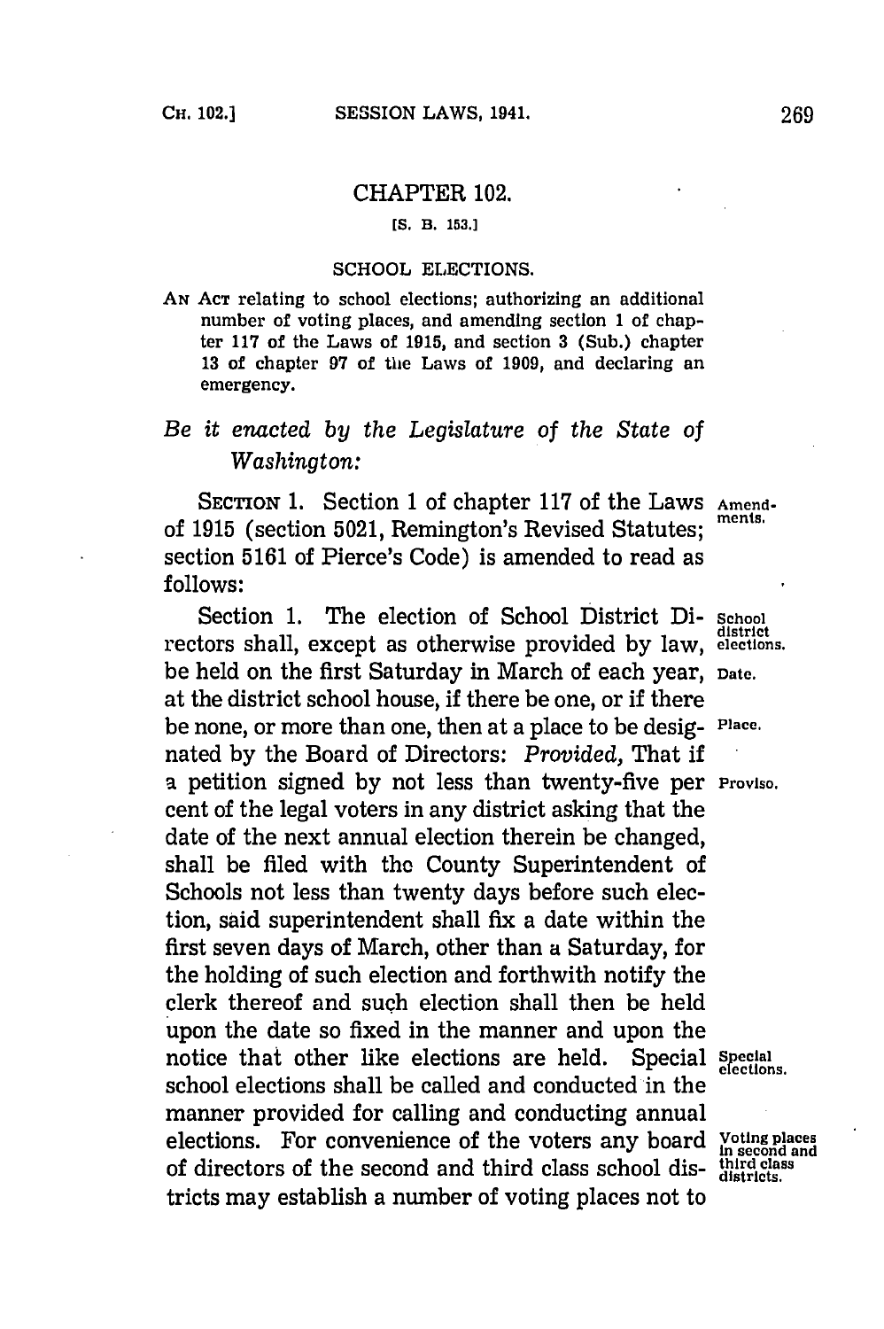# CHAPTER 102.

[S. B. 153.]

## SCHOOL ELECTIONS.

AN ACT relating to school elections; authorizing an additional number of voting places, and amending section 1 of chapter 117 of the Laws of 1915, and section 3 (Sub.) chapter 13 of chapter 97 of the Laws of 1909, and declaring an emergency.

*Be it enacted by the Legislature of the State of Washington:*

SECTION 1. Section 1 of chapter 117 of the Laws of 1915 (section 5021, Remington's Revised Statutes; section 5161 of Pierce's Code) is amended to read as follows:

Amendments.

Section 1. The election of School District Directors shall, except as otherwise provided by law, be held on the first Saturday in March of each year, at the district school house, if there be one, or if there be none, or more than one, then at a place to be designated by the Board of Directors: *Provided,* That if a petition signed by not less than twenty-five per cent of the legal voters in any district asking that the date of the next annual election therein be changed, shall be filed with the County Superintendent of Schools not less than twenty days before such election, said superintendent shall fix a date within the first seven days of March, other than a Saturday, for the holding of such election and forthwith notify the clerk thereof and such election shall then be held upon the date so fixed in the manner and upon the notice that other like elections are held. Special school elections shall be called and conducted in the manner provided for calling and conducting annual elections. For convenience of the voters any board of directors of the second and third class school districts may establish a number of voting places not to

School district elections.

Date.

Place.

Proviso.

Special elections.

Voting places in second and third class districts.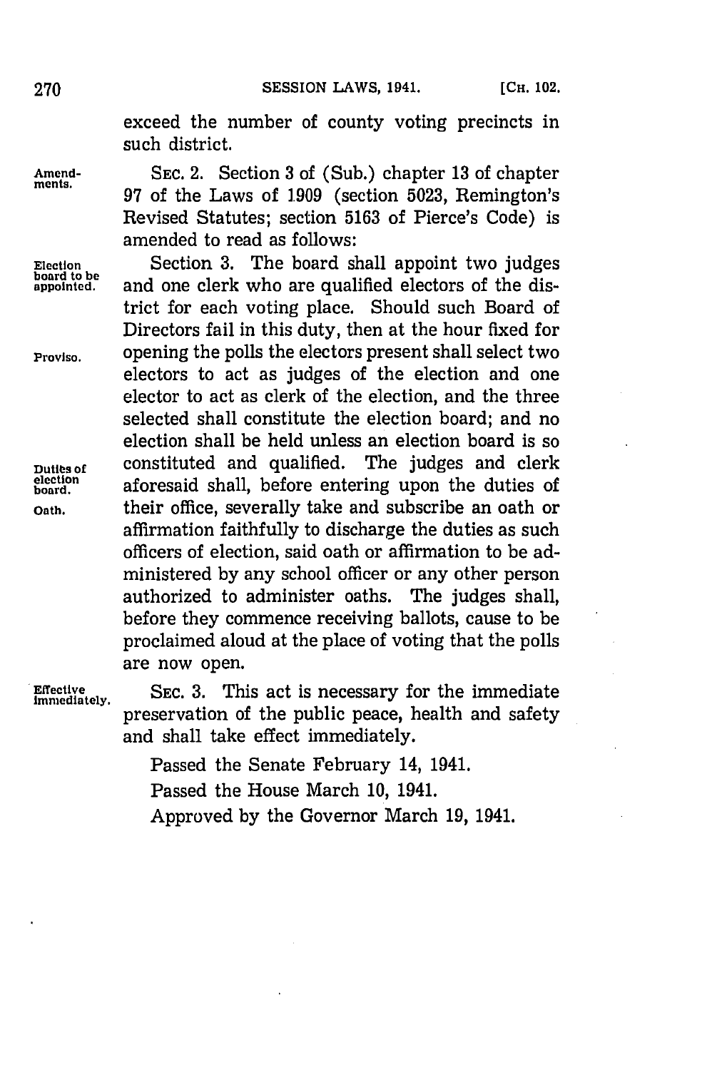exceed the number of county voting precincts in such district.

Amendments. SEC. 2. Section 3 of (Sub.) chapter 13 of chapter 97 of the Laws of 1909 (section 5023, Remington's Revised Statutes; section 5163 of Pierce's Code) is amended to read as follows:

Election board to be appointed. Section 3. The board shall appoint two judges and one clerk who are qualified electors of the district for each voting place. Should such Board of Directors fail in this duty, then at the hour fixed for opening the polls the electors present shall select two electors to act as judges of the election and one elector to act as clerk of the election, and the three selected shall constitute the election board; and no election shall be held unless an election board is so constituted and qualified. The judges and clerk aforesaid shall, before entering upon the duties of their office, severally take and subscribe an oath or affirmation faithfully to discharge the duties as such officers of election, said oath or affirmation to be administered by any school officer or any other person authorized to administer oaths. The judges shall, before they commence receiving ballots, cause to be proclaimed aloud at the place of voting that the polls are now open.

Proviso.

Duties of election board.

Oath.

Effective immediately. SEC. 3. This act is necessary for the immediate preservation of the public peace, health and safety and shall take effect immediately.

Passed the Senate February 14, 1941.

Passed the House March 10, 1941.

Approved by the Governor March 19, 1941.